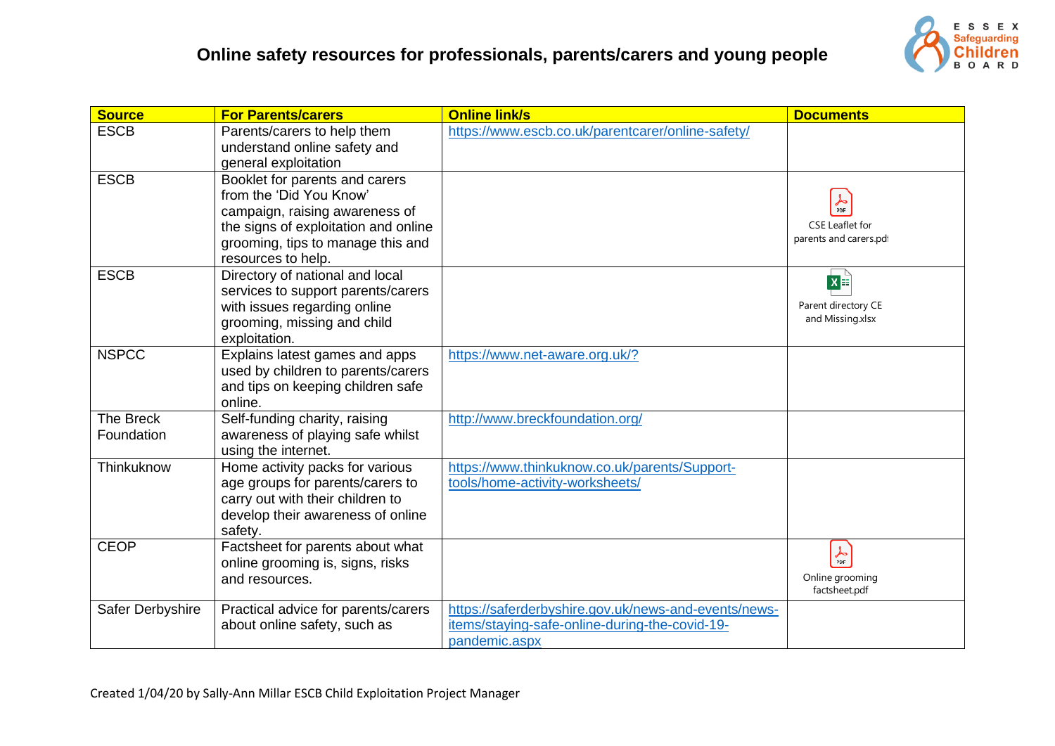# Online safety resources for professionals, parents/carers and young people

| Source | For Parents/carers | Online link/s | Documents |
|---|---|---|---|
| ESCB | Parents/carers to help them understand online safety and general exploitation | https://www.escb.co.uk/parentcarer/online-safety/ | |
| ESCB | Booklet for parents and carers from the 'Did You Know' campaign, raising awareness of the signs of exploitation and online grooming, tips to manage this and resources to help. | | CSE Leaflet for parents and carers.pdf |
| ESCB | Directory of national and local services to support parents/carers with issues regarding online grooming, missing and child exploitation. | | Parent directory CE and Missing.xlsx |
| NSPCC | Explains latest games and apps used by children to parents/carers and tips on keeping children safe online. | https://www.net-aware.org.uk/? | |
| The Breck Foundation | Self-funding charity, raising awareness of playing safe whilst using the internet. | http://www.breckfoundation.org/ | |
| Thinkuknow | Home activity packs for various age groups for parents/carers to carry out with their children to develop their awareness of online safety. | https://www.thinkuknow.co.uk/parents/Support-tools/home-activity-worksheets/ | |
| CEOP | Factsheet for parents about what online grooming is, signs, risks and resources. | | Online grooming factsheet.pdf |
| Safer Derbyshire | Practical advice for parents/carers about online safety, such as | https://saferderbyshire.gov.uk/news-and-events/news-items/staying-safe-online-during-the-covid-19-pandemic.aspx | |

Created 1/04/20 by Sally-Ann Millar ESCB Child Exploitation Project Manager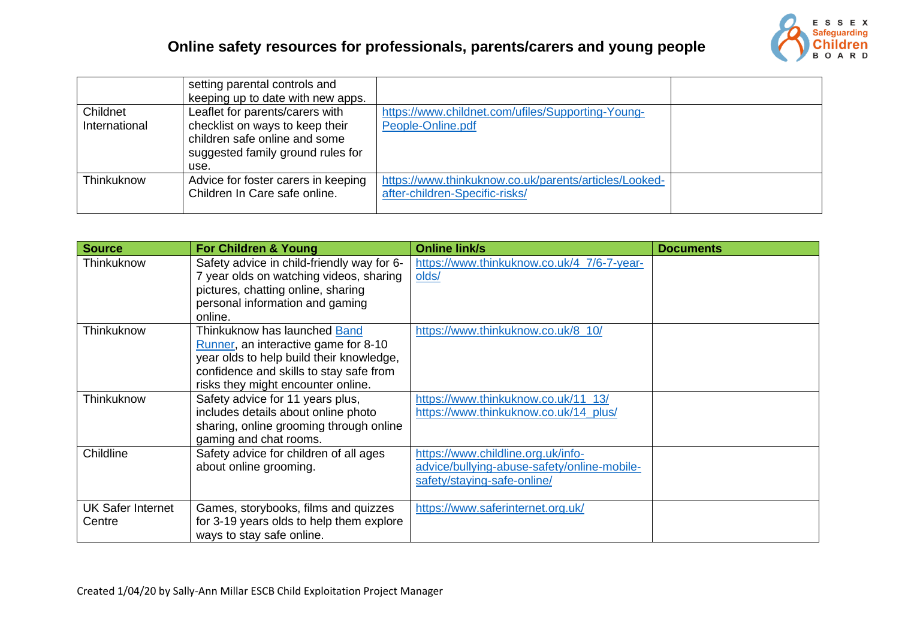| | | | |
|---|---|---|---|
| | setting parental controls and keeping up to date with new apps. | | |
| Childnet International | Leaflet for parents/carers with checklist on ways to keep their children safe online and some suggested family ground rules for use. | https://www.childnet.com/ufiles/Supporting-Young-People-Online.pdf | |
| Thinkuknow | Advice for foster carers in keeping Children In Care safe online. | https://www.thinkuknow.co.uk/parents/articles/Looked-after-children-Specific-risks/ | |

| Source | For Children & Young | Online link/s | Documents |
|---|---|---|---|
| Thinkuknow | Safety advice in child-friendly way for 6-7 year olds on watching videos, sharing pictures, chatting online, sharing personal information and gaming online. | https://www.thinkuknow.co.uk/4_7/6-7-year-olds/ | |
| Thinkuknow | Thinkuknow has launched Band Runner, an interactive game for 8-10 year olds to help build their knowledge, confidence and skills to stay safe from risks they might encounter online. | https://www.thinkuknow.co.uk/8_10/ | |
| Thinkuknow | Safety advice for 11 years plus, includes details about online photo sharing, online grooming through online gaming and chat rooms. | https://www.thinkuknow.co.uk/11_13/ https://www.thinkuknow.co.uk/14_plus/ | |
| Childline | Safety advice for children of all ages about online grooming. | https://www.childline.org.uk/info-advice/bullying-abuse-safety/online-mobile-safety/staying-safe-online/ | |
| UK Safer Internet Centre | Games, storybooks, films and quizzes for 3-19 years olds to help them explore ways to stay safe online. | https://www.saferinternet.org.uk/ | |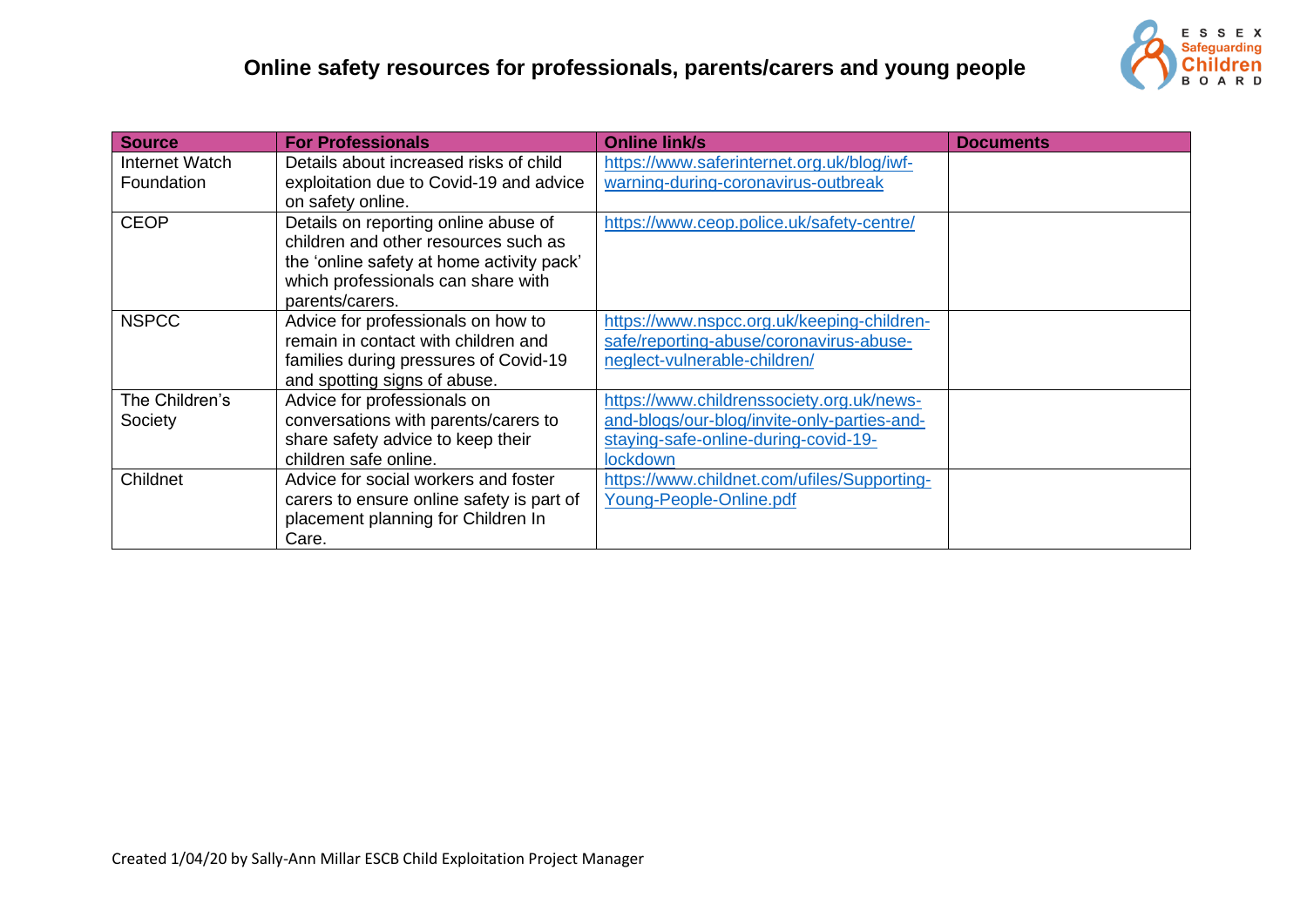# Online safety resources for professionals, parents/carers and young people

| Source | For Professionals | Online link/s | Documents |
|---|---|---|---|
| Internet Watch Foundation | Details about increased risks of child exploitation due to Covid-19 and advice on safety online. | https://www.saferinternet.org.uk/blog/iwf-warning-during-coronavirus-outbreak | |
| CEOP | Details on reporting online abuse of children and other resources such as the 'online safety at home activity pack' which professionals can share with parents/carers. | https://www.ceop.police.uk/safety-centre/ | |
| NSPCC | Advice for professionals on how to remain in contact with children and families during pressures of Covid-19 and spotting signs of abuse. | https://www.nspcc.org.uk/keeping-children-safe/reporting-abuse/coronavirus-abuse-neglect-vulnerable-children/ | |
| The Children's Society | Advice for professionals on conversations with parents/carers to share safety advice to keep their children safe online. | https://www.childrenssociety.org.uk/news-and-blogs/our-blog/invite-only-parties-and-staying-safe-online-during-covid-19-lockdown | |
| Childnet | Advice for social workers and foster carers to ensure online safety is part of placement planning for Children In Care. | https://www.childnet.com/ufiles/Supporting-Young-People-Online.pdf | |

Created 1/04/20 by Sally-Ann Millar ESCB Child Exploitation Project Manager